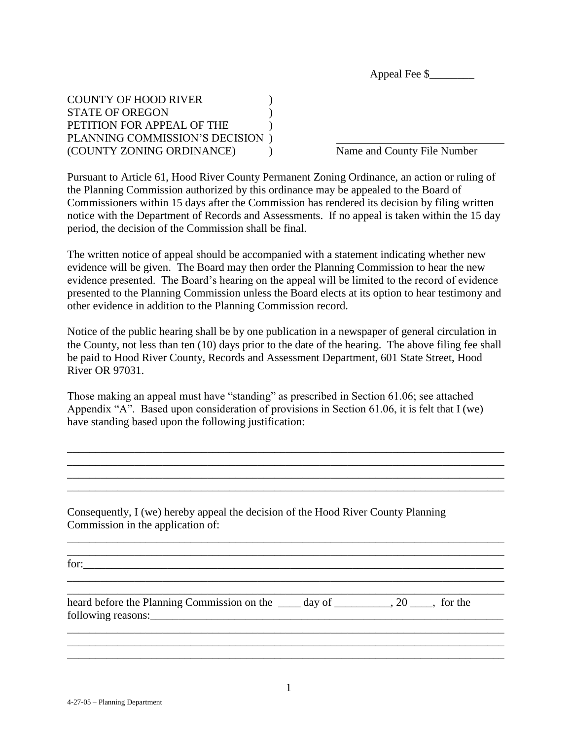Appeal Fee $________

COUNTY OF HOOD RIVER )
STATE OF OREGON )
PETITION FOR APPEAL OF THE )
PLANNING COMMISSION'S DECISION ) ______________________________
(COUNTY ZONING ORDINANCE) ) Name and County File Number

Pursuant to Article 61, Hood River County Permanent Zoning Ordinance, an action or ruling of the Planning Commission authorized by this ordinance may be appealed to the Board of Commissioners within 15 days after the Commission has rendered its decision by filing written notice with the Department of Records and Assessments. If no appeal is taken within the 15 day period, the decision of the Commission shall be final.

The written notice of appeal should be accompanied with a statement indicating whether new evidence will be given. The Board may then order the Planning Commission to hear the new evidence presented. The Board's hearing on the appeal will be limited to the record of evidence presented to the Planning Commission unless the Board elects at its option to hear testimony and other evidence in addition to the Planning Commission record.

Notice of the public hearing shall be by one publication in a newspaper of general circulation in the County, not less than ten (10) days prior to the date of the hearing. The above filing fee shall be paid to Hood River County, Records and Assessment Department, 601 State Street, Hood River OR 97031.

Those making an appeal must have "standing" as prescribed in Section 61.06; see attached Appendix "A". Based upon consideration of provisions in Section 61.06, it is felt that I (we) have standing based upon the following justification:

_______________________________________________________________________________
_______________________________________________________________________________
_______________________________________________________________________________
_______________________________________________________________________________

Consequently, I (we) hereby appeal the decision of the Hood River County Planning Commission in the application of:

_______________________________________________________________________________
_______________________________________________________________________________

for:____________________________________________________________________________
_______________________________________________________________________________
_______________________________________________________________________________

heard before the Planning Commission on the ____ day of __________, 20 ____, for the following reasons:__________________________________________________________________
_______________________________________________________________________________
_______________________________________________________________________________
_______________________________________________________________________________

4-27-05 – Planning Department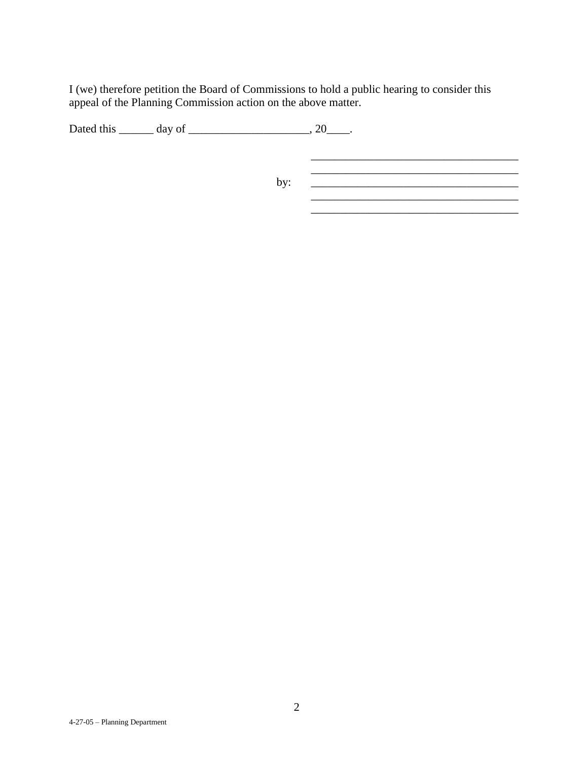I (we) therefore petition the Board of Commissions to hold a public hearing to consider this appeal of the Planning Commission action on the above matter.

Dated this ______ day of _____________________, 20____.

_____________________________________
_____________________________________
by: _____________________________________
_____________________________________
_____________________________________

4-27-05 – Planning Department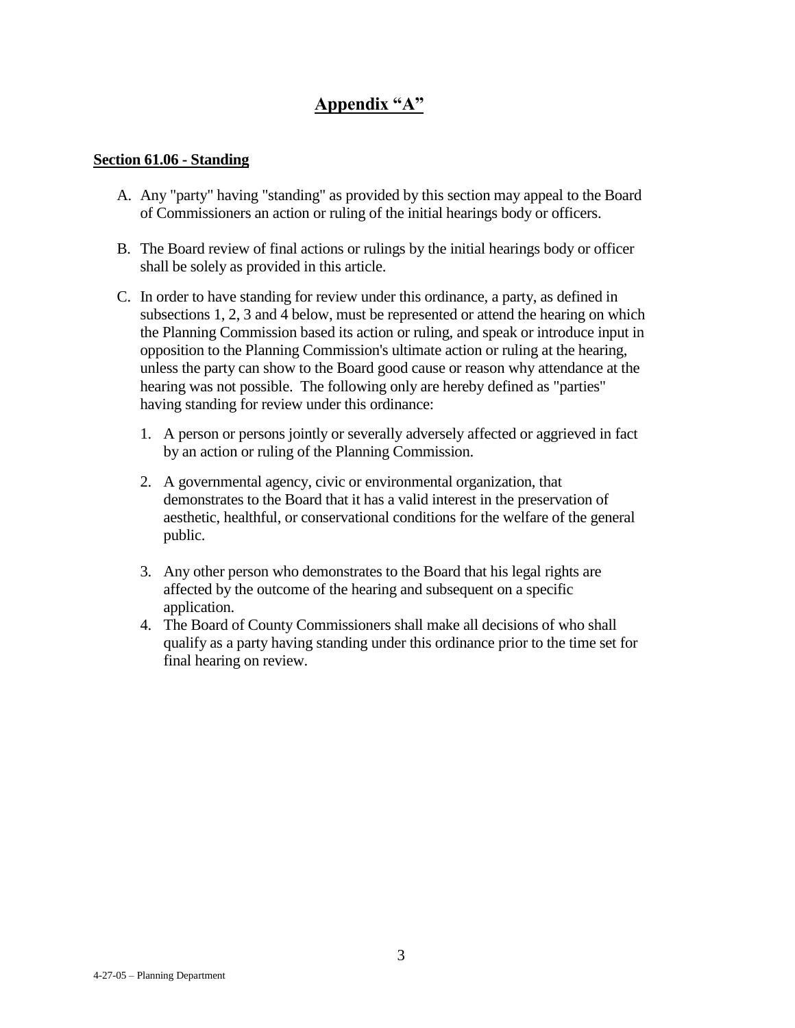# Appendix "A"

**Section 61.06 - Standing**

A. Any "party" having "standing" as provided by this section may appeal to the Board of Commissioners an action or ruling of the initial hearings body or officers.

B. The Board review of final actions or rulings by the initial hearings body or officer shall be solely as provided in this article.

C. In order to have standing for review under this ordinance, a party, as defined in subsections 1, 2, 3 and 4 below, must be represented or attend the hearing on which the Planning Commission based its action or ruling, and speak or introduce input in opposition to the Planning Commission's ultimate action or ruling at the hearing, unless the party can show to the Board good cause or reason why attendance at the hearing was not possible. The following only are hereby defined as "parties" having standing for review under this ordinance:

   1. A person or persons jointly or severally adversely affected or aggrieved in fact by an action or ruling of the Planning Commission.

   2. A governmental agency, civic or environmental organization, that demonstrates to the Board that it has a valid interest in the preservation of aesthetic, healthful, or conservational conditions for the welfare of the general public.

   3. Any other person who demonstrates to the Board that his legal rights are affected by the outcome of the hearing and subsequent on a specific application.

   4. The Board of County Commissioners shall make all decisions of who shall qualify as a party having standing under this ordinance prior to the time set for final hearing on review.

4-27-05 – Planning Department